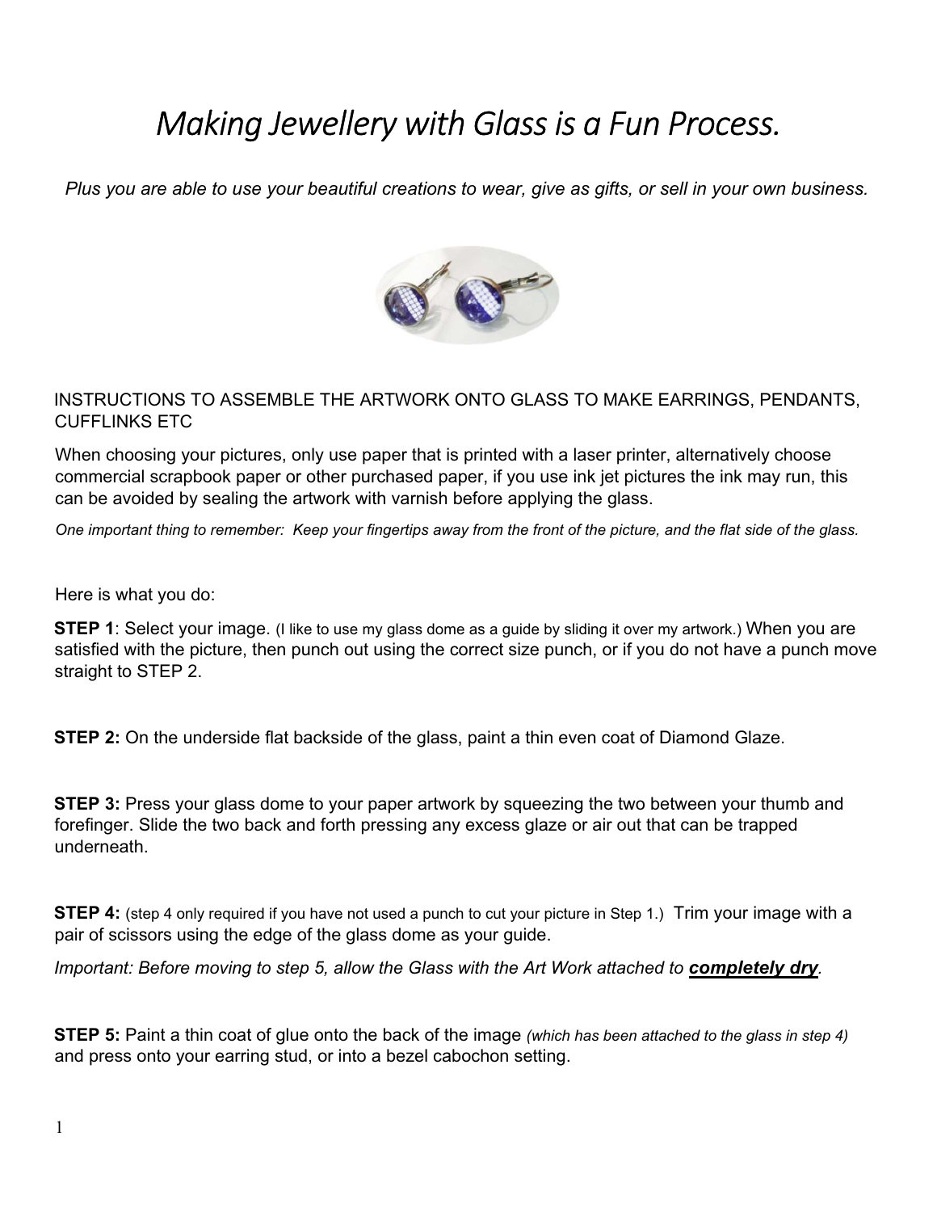# *Making Jewellery with Glass is a Fun Process.*

*Plus you are able to use your beautiful creations to wear, give as gifts, or sell in your own business.*

INSTRUCTIONS TO ASSEMBLE THE ARTWORK ONTO GLASS TO MAKE EARRINGS, PENDANTS, CUFFLINKS ETC

When choosing your pictures, only use paper that is printed with a laser printer, alternatively choose commercial scrapbook paper or other purchased paper, if you use ink jet pictures the ink may run, this can be avoided by sealing the artwork with varnish before applying the glass.

*One important thing to remember: Keep your fingertips away from the front of the picture, and the flat side of the glass.*

Here is what you do:

**STEP 1**: Select your image. (I like to use my glass dome as a guide by sliding it over my artwork.) When you are satisfied with the picture, then punch out using the correct size punch, or if you do not have a punch move straight to STEP 2.

**STEP 2:** On the underside flat backside of the glass, paint a thin even coat of Diamond Glaze.

**STEP 3:** Press your glass dome to your paper artwork by squeezing the two between your thumb and forefinger. Slide the two back and forth pressing any excess glaze or air out that can be trapped underneath.

**STEP 4:** (step 4 only required if you have not used a punch to cut your picture in Step 1.) Trim your image with a pair of scissors using the edge of the glass dome as your guide.

*Important: Before moving to step 5, allow the Glass with the Art Work attached to **completely dry**.*

**STEP 5:** Paint a thin coat of glue onto the back of the image *(which has been attached to the glass in step 4)* and press onto your earring stud, or into a bezel cabochon setting.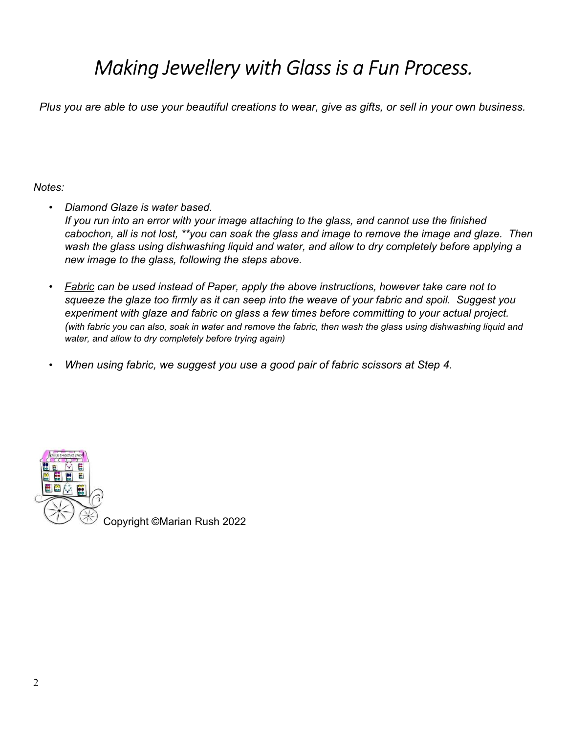# *Making Jewellery with Glass is a Fun Process.*

*Plus you are able to use your beautiful creations to wear, give as gifts, or sell in your own business.*

*Notes:*

- *Diamond Glaze is water based.*
  *If you run into an error with your image attaching to the glass, and cannot use the finished cabochon, all is not lost, **you can soak the glass and image to remove the image and glaze. Then wash the glass using dishwashing liquid and water, and allow to dry completely before applying a new image to the glass, following the steps above.*

- *<u>Fabric</u> can be used instead of Paper, apply the above instructions, however take care not to squeeze the glaze too firmly as it can seep into the weave of your fabric and spoil. Suggest you experiment with glaze and fabric on glass a few times before committing to your actual project. (with fabric you can also, soak in water and remove the fabric, then wash the glass using dishwashing liquid and water, and allow to dry completely before trying again)*

- *When using fabric, we suggest you use a good pair of fabric scissors at Step 4.*

Copyright ©Marian Rush 2022